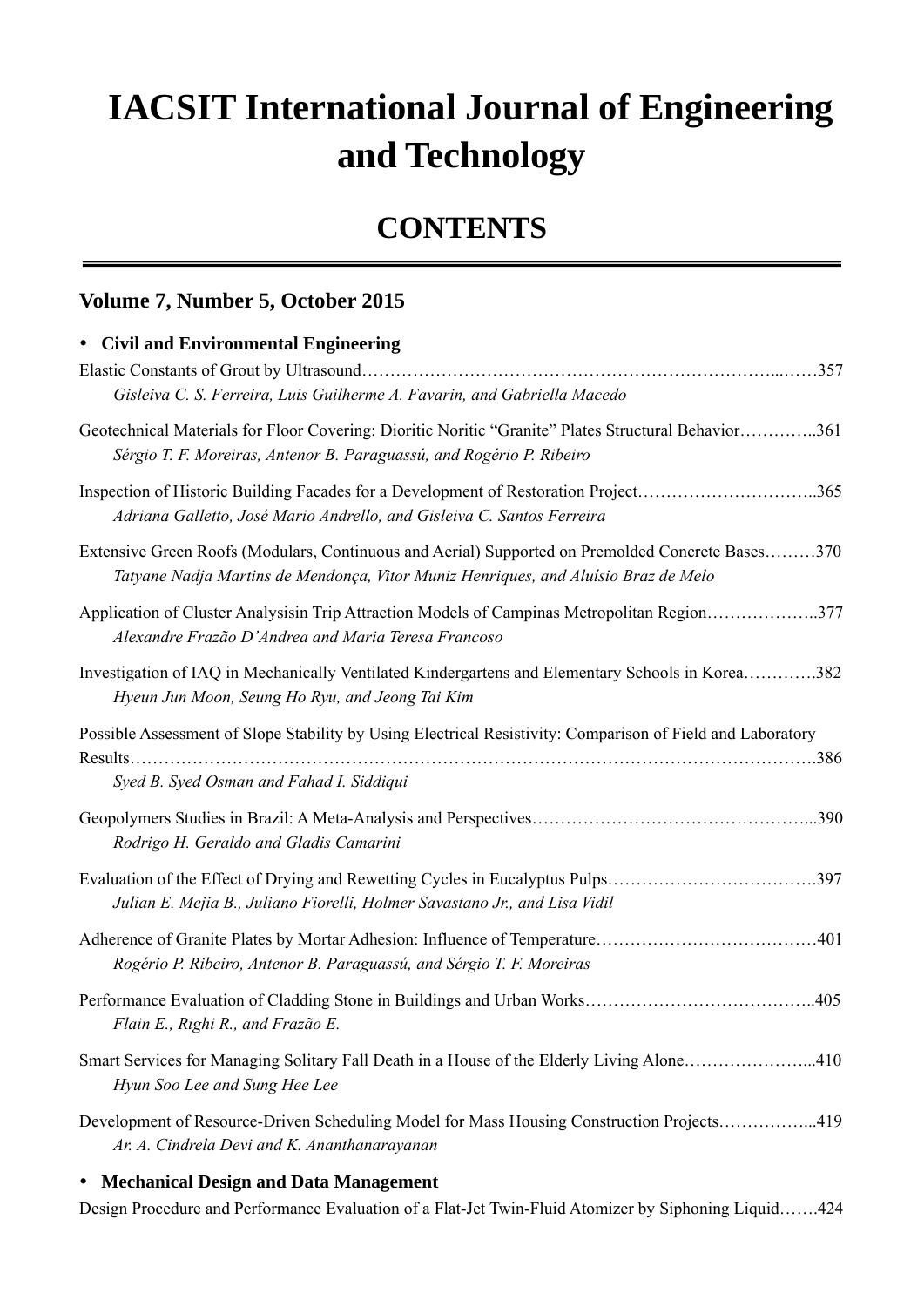# IACSIT International Journal of Engineering and Technology

## CONTENTS

### Volume 7, Number 5, October 2015

- **Civil and Environmental Engineering**

Elastic Constants of Grout by Ultrasound…………………………………………………………………...……357
*Gisleiva C. S. Ferreira, Luis Guilherme A. Favarin, and Gabriella Macedo*

Geotechnical Materials for Floor Covering: Dioritic Noritic "Granite" Plates Structural Behavior…………..361
*Sérgio T. F. Moreiras, Antenor B. Paraguassú, and Rogério P. Ribeiro*

Inspection of Historic Building Facades for a Development of Restoration Project…………………………..365
*Adriana Galletto, José Mario Andrello, and Gisleiva C. Santos Ferreira*

Extensive Green Roofs (Modulars, Continuous and Aerial) Supported on Premolded Concrete Bases………370
*Tatyane Nadja Martins de Mendonça, Vitor Muniz Henriques, and Aluísio Braz de Melo*

Application of Cluster Analysisin Trip Attraction Models of Campinas Metropolitan Region………………..377
*Alexandre Frazão D'Andrea and Maria Teresa Francoso*

Investigation of IAQ in Mechanically Ventilated Kindergartens and Elementary Schools in Korea………….382
*Hyeun Jun Moon, Seung Ho Ryu, and Jeong Tai Kim*

Possible Assessment of Slope Stability by Using Electrical Resistivity: Comparison of Field and Laboratory Results……………………………………………………………………………………………………….386
*Syed B. Syed Osman and Fahad I. Siddiqui*

Geopolymers Studies in Brazil: A Meta-Analysis and Perspectives…………………………………………...390
*Rodrigo H. Geraldo and Gladis Camarini*

Evaluation of the Effect of Drying and Rewetting Cycles in Eucalyptus Pulps……………………………….397
*Julian E. Mejia B., Juliano Fiorelli, Holmer Savastano Jr., and Lisa Vidil*

Adherence of Granite Plates by Mortar Adhesion: Influence of Temperature…………………………………401
*Rogério P. Ribeiro, Antenor B. Paraguassú, and Sérgio T. F. Moreiras*

Performance Evaluation of Cladding Stone in Buildings and Urban Works…………………………………..405
*Flain E., Righi R., and Frazão E.*

Smart Services for Managing Solitary Fall Death in a House of the Elderly Living Alone…………………...410
*Hyun Soo Lee and Sung Hee Lee*

Development of Resource-Driven Scheduling Model for Mass Housing Construction Projects……………...419
*Ar. A. Cindrela Devi and K. Ananthanarayanan*

- **Mechanical Design and Data Management**

Design Procedure and Performance Evaluation of a Flat-Jet Twin-Fluid Atomizer by Siphoning Liquid…….424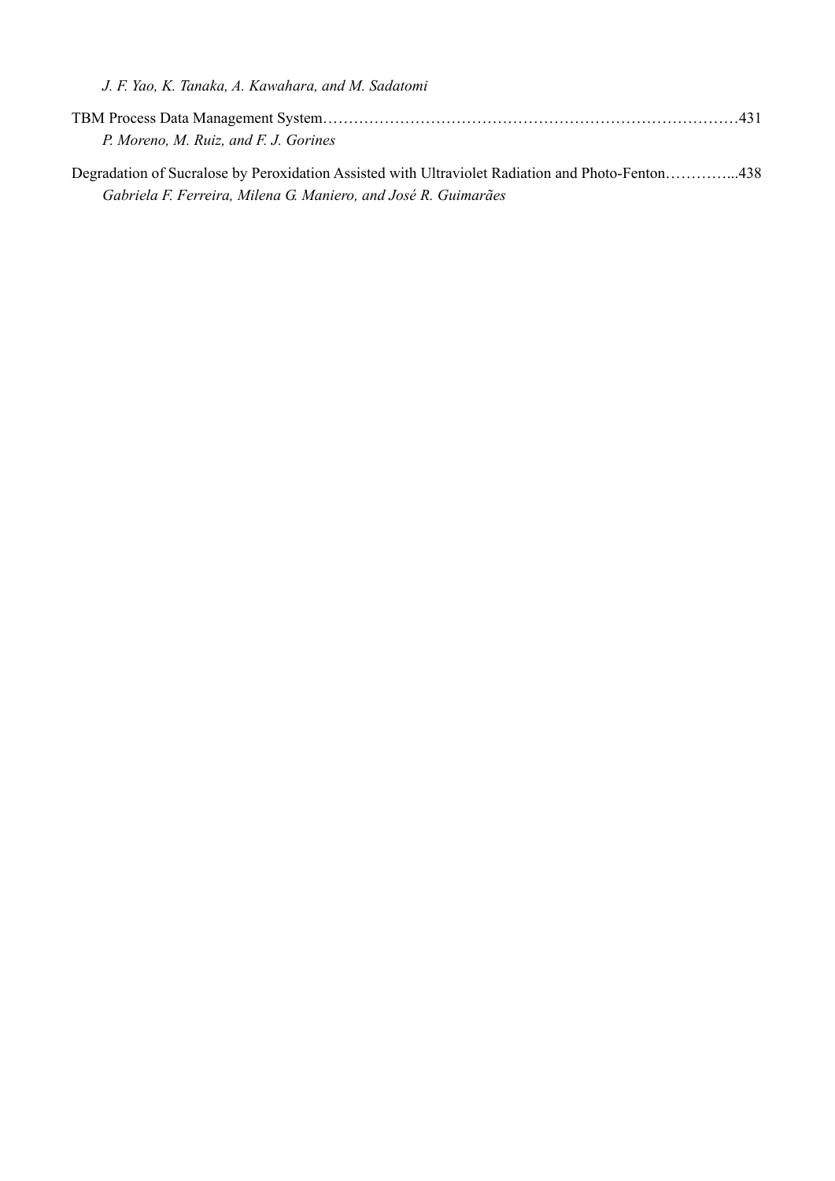*J. F. Yao, K. Tanaka, A. Kawahara, and M. Sadatomi*

TBM Process Data Management System……………………………………………………………………………431

*P. Moreno, M. Ruiz, and F. J. Gorines*

Degradation of Sucralose by Peroxidation Assisted with Ultraviolet Radiation and Photo-Fenton…………...438

*Gabriela F. Ferreira, Milena G. Maniero, and José R. Guimarães*